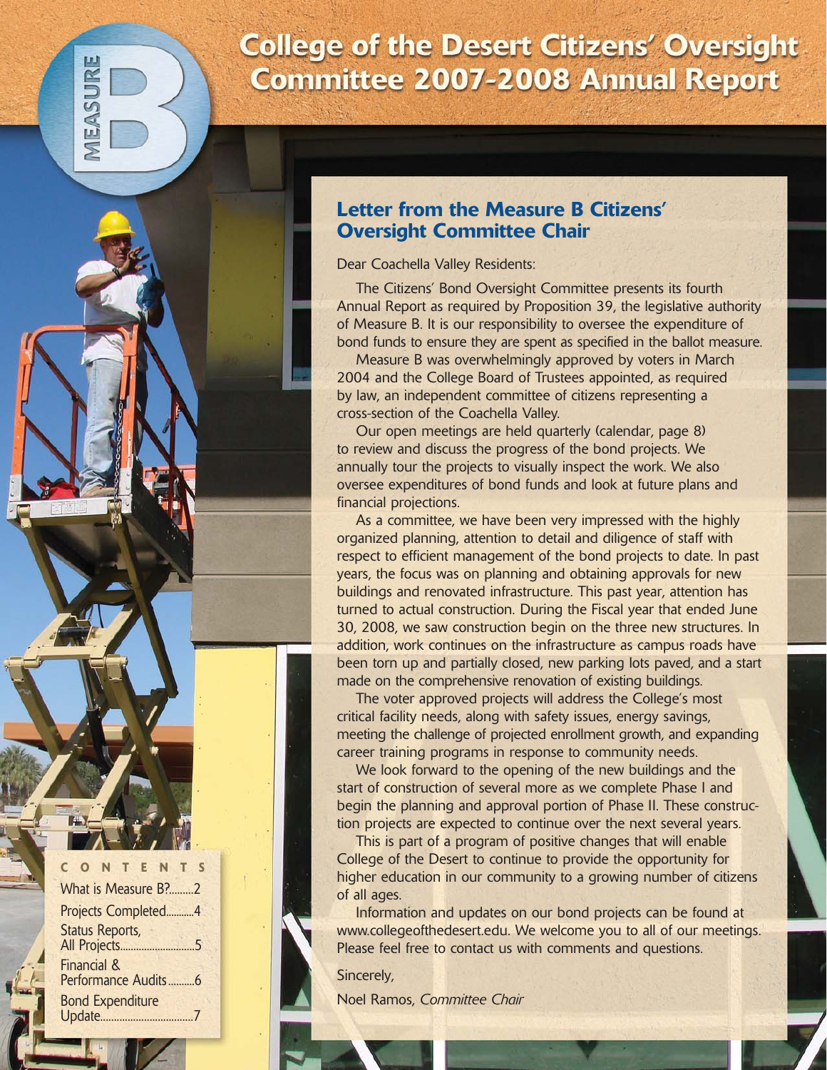# College of the Desert Citizens' Oversight Committee 2007-2008 Annual Report

## Letter from the Measure B Citizens' Oversight Committee Chair

Dear Coachella Valley Residents:

The Citizens' Bond Oversight Committee presents its fourth Annual Report as required by Proposition 39, the legislative authority of Measure B. It is our responsibility to oversee the expenditure of bond funds to ensure they are spent as specified in the ballot measure.

Measure B was overwhelmingly approved by voters in March 2004 and the College Board of Trustees appointed, as required by law, an independent committee of citizens representing a cross-section of the Coachella Valley.

Our open meetings are held quarterly (calendar, page 8) to review and discuss the progress of the bond projects. We annually tour the projects to visually inspect the work. We also oversee expenditures of bond funds and look at future plans and financial projections.

As a committee, we have been very impressed with the highly organized planning, attention to detail and diligence of staff with respect to efficient management of the bond projects to date. In past years, the focus was on planning and obtaining approvals for new buildings and renovated infrastructure. This past year, attention has turned to actual construction. During the Fiscal year that ended June 30, 2008, we saw construction begin on the three new structures. In addition, work continues on the infrastructure as campus roads have been torn up and partially closed, new parking lots paved, and a start made on the comprehensive renovation of existing buildings.

The voter approved projects will address the College's most critical facility needs, along with safety issues, energy savings, meeting the challenge of projected enrollment growth, and expanding career training programs in response to community needs.

We look forward to the opening of the new buildings and the start of construction of several more as we complete Phase I and begin the planning and approval portion of Phase II. These construction projects are expected to continue over the next several years.

This is part of a program of positive changes that will enable College of the Desert to continue to provide the opportunity for higher education in our community to a growing number of citizens of all ages.

Information and updates on our bond projects can be found at www.collegeofthedesert.edu. We welcome you to all of our meetings. Please feel free to contact us with comments and questions.

Sincerely,

Noel Ramos, *Committee Chair*

**CONTENTS**

- What is Measure B? ......... 2
- Projects Completed ......... 4
- Status Reports, All Projects ......... 5
- Financial & Performance Audits ......... 6
- Bond Expenditure Update ......... 7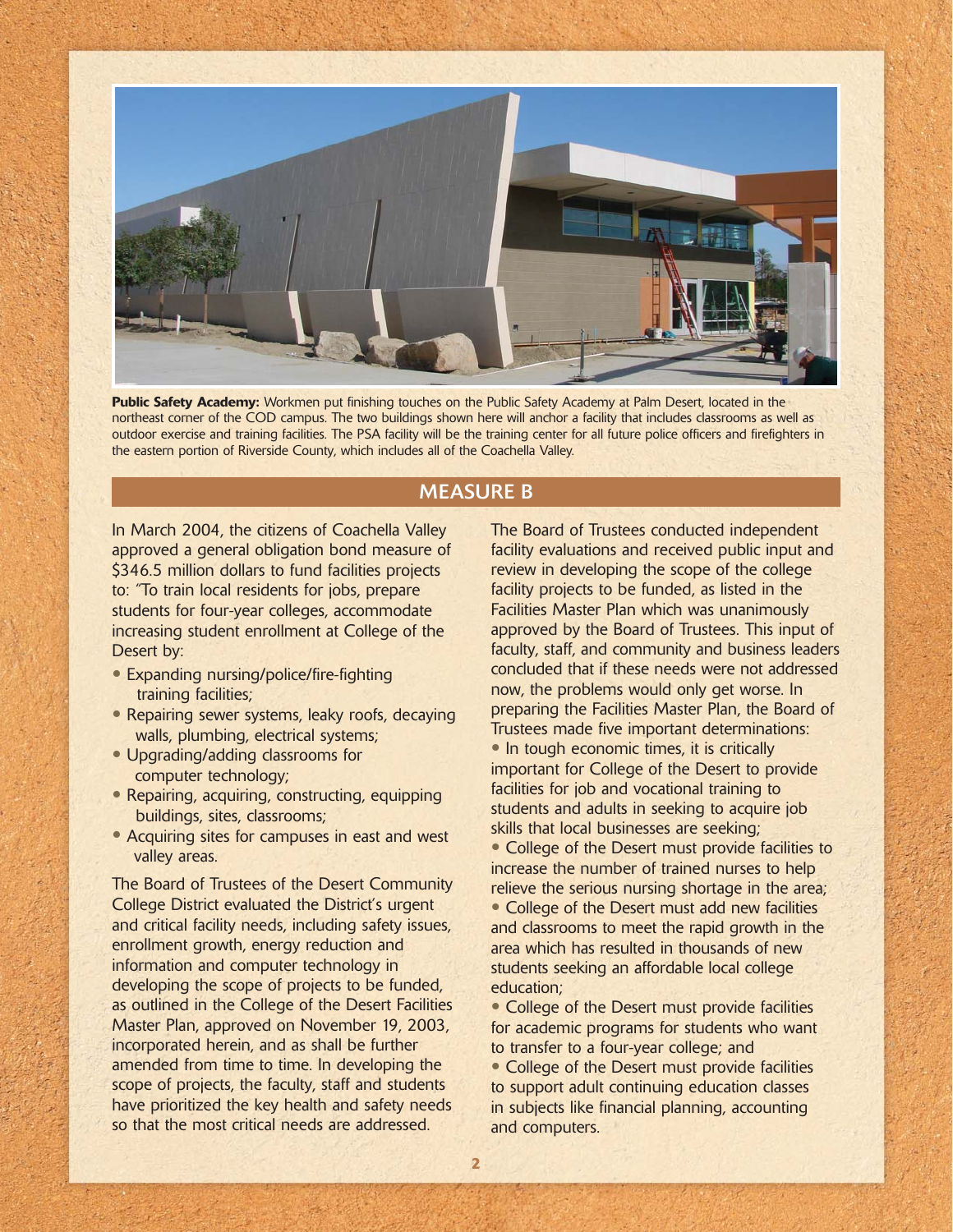**Public Safety Academy:** Workmen put finishing touches on the Public Safety Academy at Palm Desert, located in the northeast corner of the COD campus. The two buildings shown here will anchor a facility that includes classrooms as well as outdoor exercise and training facilities. The PSA facility will be the training center for all future police officers and firefighters in the eastern portion of Riverside County, which includes all of the Coachella Valley.

## MEASURE B

In March 2004, the citizens of Coachella Valley approved a general obligation bond measure of $346.5 million dollars to fund facilities projects to: "To train local residents for jobs, prepare students for four-year colleges, accommodate increasing student enrollment at College of the Desert by:

- Expanding nursing/police/fire-fighting training facilities;
- Repairing sewer systems, leaky roofs, decaying walls, plumbing, electrical systems;
- Upgrading/adding classrooms for computer technology;
- Repairing, acquiring, constructing, equipping buildings, sites, classrooms;
- Acquiring sites for campuses in east and west valley areas.

The Board of Trustees of the Desert Community College District evaluated the District's urgent and critical facility needs, including safety issues, enrollment growth, energy reduction and information and computer technology in developing the scope of projects to be funded, as outlined in the College of the Desert Facilities Master Plan, approved on November 19, 2003, incorporated herein, and as shall be further amended from time to time. In developing the scope of projects, the faculty, staff and students have prioritized the key health and safety needs so that the most critical needs are addressed.

The Board of Trustees conducted independent facility evaluations and received public input and review in developing the scope of the college facility projects to be funded, as listed in the Facilities Master Plan which was unanimously approved by the Board of Trustees. This input of faculty, staff, and community and business leaders concluded that if these needs were not addressed now, the problems would only get worse. In preparing the Facilities Master Plan, the Board of Trustees made five important determinations:

- In tough economic times, it is critically important for College of the Desert to provide facilities for job and vocational training to students and adults in seeking to acquire job skills that local businesses are seeking;
- College of the Desert must provide facilities to increase the number of trained nurses to help relieve the serious nursing shortage in the area;
- College of the Desert must add new facilities and classrooms to meet the rapid growth in the area which has resulted in thousands of new students seeking an affordable local college education;
- College of the Desert must provide facilities for academic programs for students who want to transfer to a four-year college; and
- College of the Desert must provide facilities to support adult continuing education classes in subjects like financial planning, accounting and computers.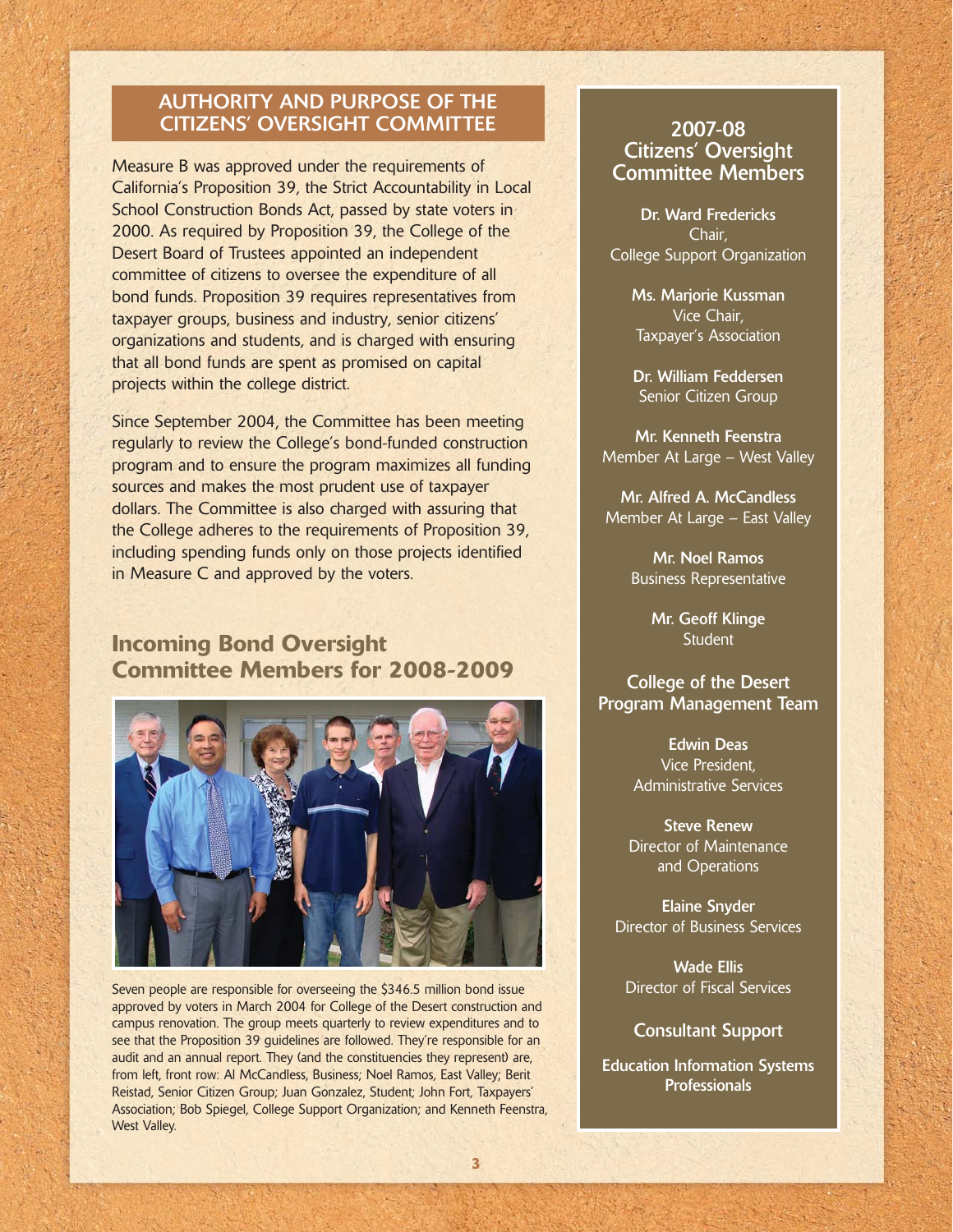## AUTHORITY AND PURPOSE OF THE CITIZENS' OVERSIGHT COMMITTEE

Measure B was approved under the requirements of California's Proposition 39, the Strict Accountability in Local School Construction Bonds Act, passed by state voters in 2000. As required by Proposition 39, the College of the Desert Board of Trustees appointed an independent committee of citizens to oversee the expenditure of all bond funds. Proposition 39 requires representatives from taxpayer groups, business and industry, senior citizens' organizations and students, and is charged with ensuring that all bond funds are spent as promised on capital projects within the college district.

Since September 2004, the Committee has been meeting regularly to review the College's bond-funded construction program and to ensure the program maximizes all funding sources and makes the most prudent use of taxpayer dollars. The Committee is also charged with assuring that the College adheres to the requirements of Proposition 39, including spending funds only on those projects identified in Measure C and approved by the voters.

## Incoming Bond Oversight Committee Members for 2008-2009

Seven people are responsible for overseeing the $346.5 million bond issue approved by voters in March 2004 for College of the Desert construction and campus renovation. The group meets quarterly to review expenditures and to see that the Proposition 39 guidelines are followed. They're responsible for an audit and an annual report. They (and the constituencies they represent) are, from left, front row: Al McCandless, Business; Noel Ramos, East Valley; Berit Reistad, Senior Citizen Group; Juan Gonzalez, Student; John Fort, Taxpayers' Association; Bob Spiegel, College Support Organization; and Kenneth Feenstra, West Valley.

## 2007-08 Citizens' Oversight Committee Members

**Dr. Ward Fredericks**
Chair,
College Support Organization

**Ms. Marjorie Kussman**
Vice Chair,
Taxpayer's Association

**Dr. William Feddersen**
Senior Citizen Group

**Mr. Kenneth Feenstra**
Member At Large – West Valley

**Mr. Alfred A. McCandless**
Member At Large – East Valley

**Mr. Noel Ramos**
Business Representative

**Mr. Geoff Klinge**
Student

### College of the Desert Program Management Team

**Edwin Deas**
Vice President,
Administrative Services

**Steve Renew**
Director of Maintenance and Operations

**Elaine Snyder**
Director of Business Services

**Wade Ellis**
Director of Fiscal Services

### Consultant Support

**Education Information Systems Professionals**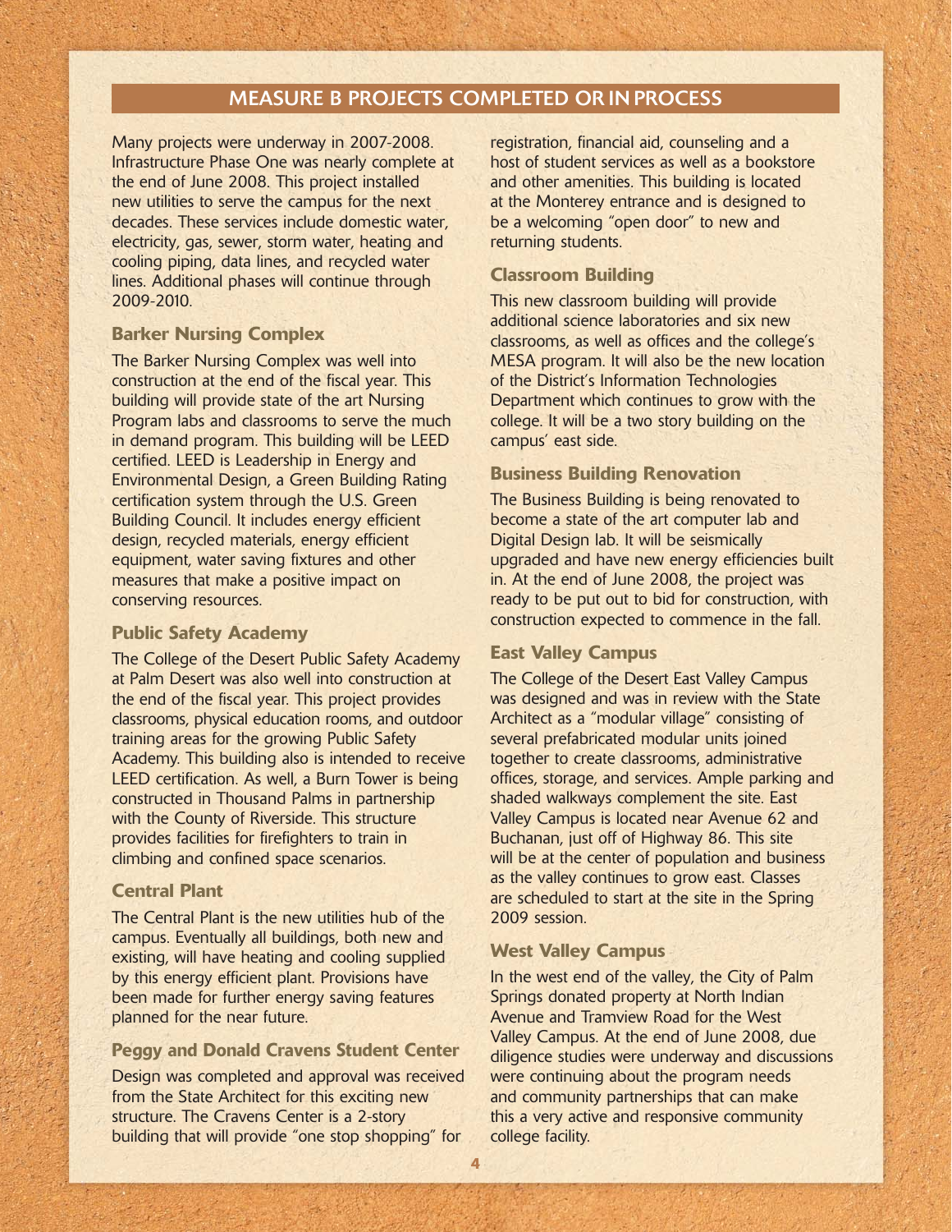## MEASURE B PROJECTS COMPLETED OR IN PROCESS

Many projects were underway in 2007-2008. Infrastructure Phase One was nearly complete at the end of June 2008. This project installed new utilities to serve the campus for the next decades. These services include domestic water, electricity, gas, sewer, storm water, heating and cooling piping, data lines, and recycled water lines. Additional phases will continue through 2009-2010.

### Barker Nursing Complex

The Barker Nursing Complex was well into construction at the end of the fiscal year. This building will provide state of the art Nursing Program labs and classrooms to serve the much in demand program. This building will be LEED certified. LEED is Leadership in Energy and Environmental Design, a Green Building Rating certification system through the U.S. Green Building Council. It includes energy efficient design, recycled materials, energy efficient equipment, water saving fixtures and other measures that make a positive impact on conserving resources.

### Public Safety Academy

The College of the Desert Public Safety Academy at Palm Desert was also well into construction at the end of the fiscal year. This project provides classrooms, physical education rooms, and outdoor training areas for the growing Public Safety Academy. This building also is intended to receive LEED certification. As well, a Burn Tower is being constructed in Thousand Palms in partnership with the County of Riverside. This structure provides facilities for firefighters to train in climbing and confined space scenarios.

### Central Plant

The Central Plant is the new utilities hub of the campus. Eventually all buildings, both new and existing, will have heating and cooling supplied by this energy efficient plant. Provisions have been made for further energy saving features planned for the near future.

### Peggy and Donald Cravens Student Center

Design was completed and approval was received from the State Architect for this exciting new structure. The Cravens Center is a 2-story building that will provide "one stop shopping" for registration, financial aid, counseling and a host of student services as well as a bookstore and other amenities. This building is located at the Monterey entrance and is designed to be a welcoming "open door" to new and returning students.

### Classroom Building

This new classroom building will provide additional science laboratories and six new classrooms, as well as offices and the college's MESA program. It will also be the new location of the District's Information Technologies Department which continues to grow with the college. It will be a two story building on the campus' east side.

### Business Building Renovation

The Business Building is being renovated to become a state of the art computer lab and Digital Design lab. It will be seismically upgraded and have new energy efficiencies built in. At the end of June 2008, the project was ready to be put out to bid for construction, with construction expected to commence in the fall.

### East Valley Campus

The College of the Desert East Valley Campus was designed and was in review with the State Architect as a "modular village" consisting of several prefabricated modular units joined together to create classrooms, administrative offices, storage, and services. Ample parking and shaded walkways complement the site. East Valley Campus is located near Avenue 62 and Buchanan, just off of Highway 86. This site will be at the center of population and business as the valley continues to grow east. Classes are scheduled to start at the site in the Spring 2009 session.

### West Valley Campus

In the west end of the valley, the City of Palm Springs donated property at North Indian Avenue and Tramview Road for the West Valley Campus. At the end of June 2008, due diligence studies were underway and discussions were continuing about the program needs and community partnerships that can make this a very active and responsive community college facility.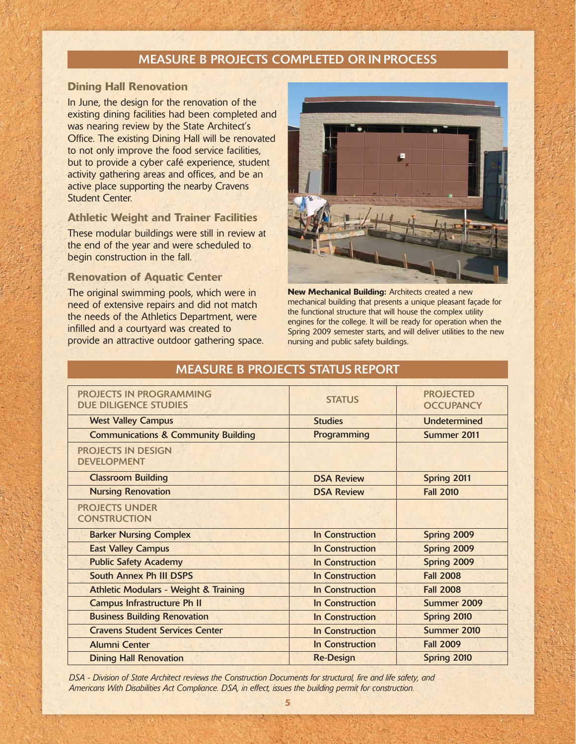## MEASURE B PROJECTS COMPLETED OR IN PROCESS

### Dining Hall Renovation

In June, the design for the renovation of the existing dining facilities had been completed and was nearing review by the State Architect's Office. The existing Dining Hall will be renovated to not only improve the food service facilities, but to provide a cyber café experience, student activity gathering areas and offices, and be an active place supporting the nearby Cravens Student Center.

### Athletic Weight and Trainer Facilities

These modular buildings were still in review at the end of the year and were scheduled to begin construction in the fall.

### Renovation of Aquatic Center

The original swimming pools, which were in need of extensive repairs and did not match the needs of the Athletics Department, were infilled and a courtyard was created to provide an attractive outdoor gathering space.

**New Mechanical Building:** Architects created a new mechanical building that presents a unique pleasant façade for the functional structure that will house the complex utility engines for the college. It will be ready for operation when the Spring 2009 semester starts, and will deliver utilities to the new nursing and public safety buildings.

## MEASURE B PROJECTS STATUS REPORT

| PROJECTS IN PROGRAMMING DUE DILIGENCE STUDIES | STATUS | PROJECTED OCCUPANCY |
|---|---|---|
| West Valley Campus | Studies | Undetermined |
| Communications & Community Building | Programming | Summer 2011 |
| **PROJECTS IN DESIGN DEVELOPMENT** | | |
| Classroom Building | DSA Review | Spring 2011 |
| Nursing Renovation | DSA Review | Fall 2010 |
| **PROJECTS UNDER CONSTRUCTION** | | |
| Barker Nursing Complex | In Construction | Spring 2009 |
| East Valley Campus | In Construction | Spring 2009 |
| Public Safety Academy | In Construction | Spring 2009 |
| South Annex Ph III DSPS | In Construction | Fall 2008 |
| Athletic Modulars - Weight & Training | In Construction | Fall 2008 |
| Campus Infrastructure Ph II | In Construction | Summer 2009 |
| Business Building Renovation | In Construction | Spring 2010 |
| Cravens Student Services Center | In Construction | Summer 2010 |
| Alumni Center | In Construction | Fall 2009 |
| Dining Hall Renovation | Re-Design | Spring 2010 |

*DSA - Division of State Architect reviews the Construction Documents for structural, fire and life safety, and Americans With Disabilities Act Compliance. DSA, in effect, issues the building permit for construction.*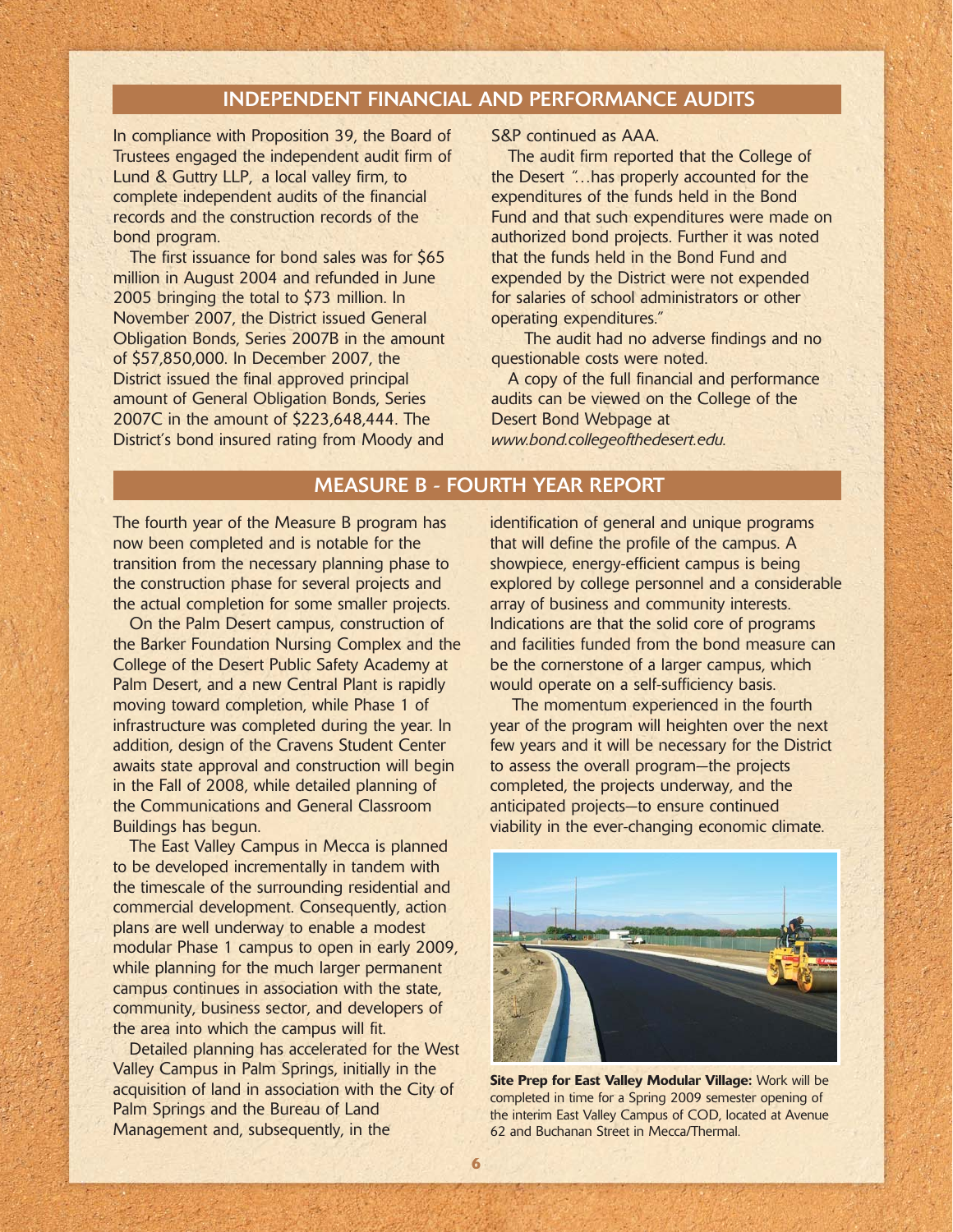## INDEPENDENT FINANCIAL AND PERFORMANCE AUDITS

In compliance with Proposition 39, the Board of Trustees engaged the independent audit firm of Lund & Guttry LLP, a local valley firm, to complete independent audits of the financial records and the construction records of the bond program.

The first issuance for bond sales was for $65 million in August 2004 and refunded in June 2005 bringing the total to $73 million. In November 2007, the District issued General Obligation Bonds, Series 2007B in the amount of $57,850,000. In December 2007, the District issued the final approved principal amount of General Obligation Bonds, Series 2007C in the amount of $223,648,444. The District's bond insured rating from Moody and S&P continued as AAA.

The audit firm reported that the College of the Desert "...has properly accounted for the expenditures of the funds held in the Bond Fund and that such expenditures were made on authorized bond projects. Further it was noted that the funds held in the Bond Fund and expended by the District were not expended for salaries of school administrators or other operating expenditures."

The audit had no adverse findings and no questionable costs were noted.

A copy of the full financial and performance audits can be viewed on the College of the Desert Bond Webpage at *www.bond.collegeofthedesert.edu.*

## MEASURE B - FOURTH YEAR REPORT

The fourth year of the Measure B program has now been completed and is notable for the transition from the necessary planning phase to the construction phase for several projects and the actual completion for some smaller projects.

On the Palm Desert campus, construction of the Barker Foundation Nursing Complex and the College of the Desert Public Safety Academy at Palm Desert, and a new Central Plant is rapidly moving toward completion, while Phase 1 of infrastructure was completed during the year. In addition, design of the Cravens Student Center awaits state approval and construction will begin in the Fall of 2008, while detailed planning of the Communications and General Classroom Buildings has begun.

The East Valley Campus in Mecca is planned to be developed incrementally in tandem with the timescale of the surrounding residential and commercial development. Consequently, action plans are well underway to enable a modest modular Phase 1 campus to open in early 2009, while planning for the much larger permanent campus continues in association with the state, community, business sector, and developers of the area into which the campus will fit.

Detailed planning has accelerated for the West Valley Campus in Palm Springs, initially in the acquisition of land in association with the City of Palm Springs and the Bureau of Land Management and, subsequently, in the identification of general and unique programs that will define the profile of the campus. A showpiece, energy-efficient campus is being explored by college personnel and a considerable array of business and community interests. Indications are that the solid core of programs and facilities funded from the bond measure can be the cornerstone of a larger campus, which would operate on a self-sufficiency basis.

The momentum experienced in the fourth year of the program will heighten over the next few years and it will be necessary for the District to assess the overall program—the projects completed, the projects underway, and the anticipated projects—to ensure continued viability in the ever-changing economic climate.

**Site Prep for East Valley Modular Village:** Work will be completed in time for a Spring 2009 semester opening of the interim East Valley Campus of COD, located at Avenue 62 and Buchanan Street in Mecca/Thermal.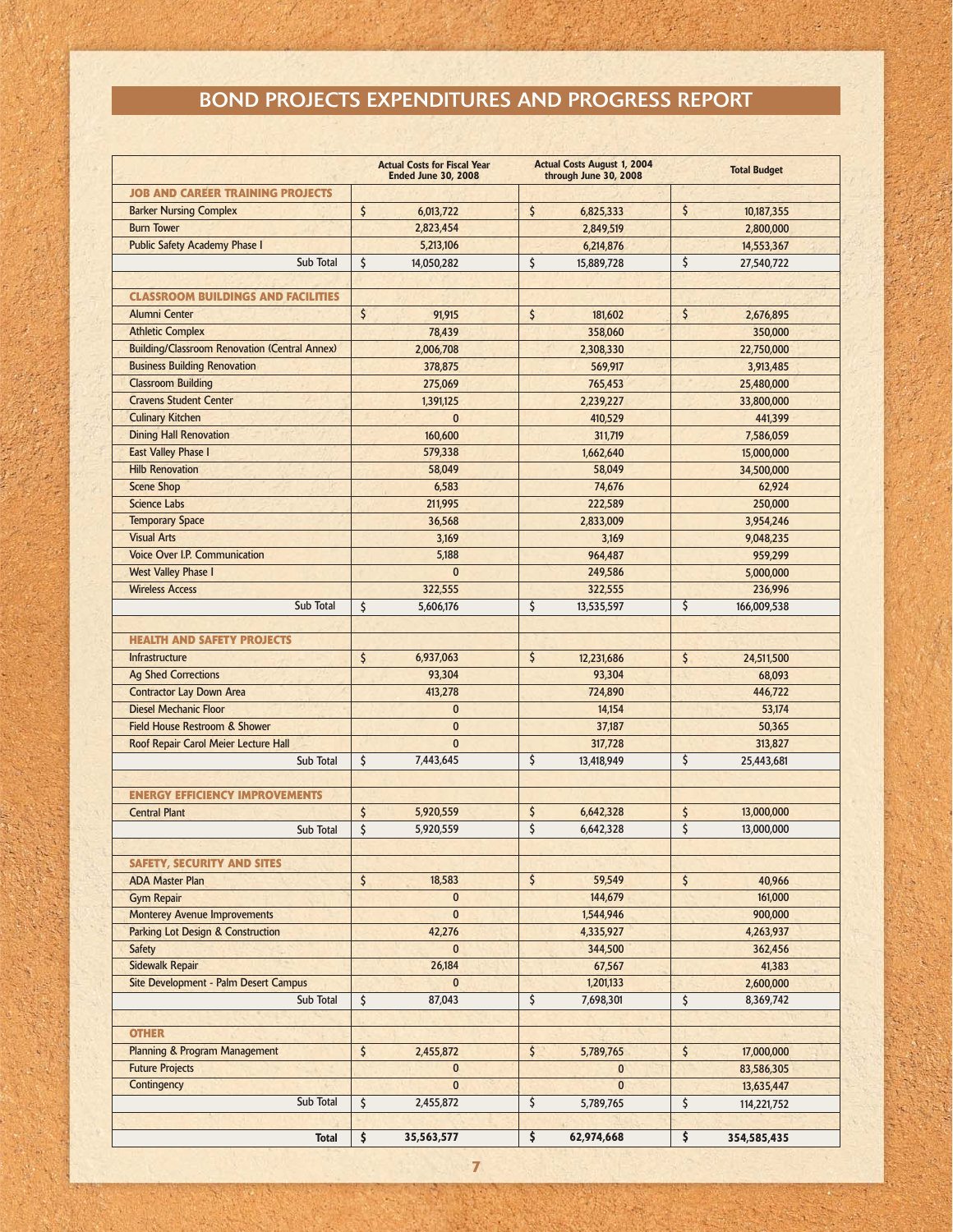# BOND PROJECTS EXPENDITURES AND PROGRESS REPORT

| | Actual Costs for Fiscal Year Ended June 30, 2008 | Actual Costs August 1, 2004 through June 30, 2008 | Total Budget |
|---|---|---|---|
| **JOB AND CAREER TRAINING PROJECTS** | | | |
| Barker Nursing Complex | $ 6,013,722 | $ 6,825,333 | $ 10,187,355 |
| Burn Tower | 2,823,454 | 2,849,519 | 2,800,000 |
| Public Safety Academy Phase I | 5,213,106 | 6,214,876 | 14,553,367 |
| Sub Total | $ 14,050,282 | $ 15,889,728 | $ 27,540,722 |
| | | | |
| **CLASSROOM BUILDINGS AND FACILITIES** | | | |
| Alumni Center | $ 91,915 | $ 181,602 | $ 2,676,895 |
| Athletic Complex | 78,439 | 358,060 | 350,000 |
| Building/Classroom Renovation (Central Annex) | 2,006,708 | 2,308,330 | 22,750,000 |
| Business Building Renovation | 378,875 | 569,917 | 3,913,485 |
| Classroom Building | 275,069 | 765,453 | 25,480,000 |
| Cravens Student Center | 1,391,125 | 2,239,227 | 33,800,000 |
| Culinary Kitchen | 0 | 410,529 | 441,399 |
| Dining Hall Renovation | 160,600 | 311,719 | 7,586,059 |
| East Valley Phase I | 579,338 | 1,662,640 | 15,000,000 |
| Hilb Renovation | 58,049 | 58,049 | 34,500,000 |
| Scene Shop | 6,583 | 74,676 | 62,924 |
| Science Labs | 211,995 | 222,589 | 250,000 |
| Temporary Space | 36,568 | 2,833,009 | 3,954,246 |
| Visual Arts | 3,169 | 3,169 | 9,048,235 |
| Voice Over I.P. Communication | 5,188 | 964,487 | 959,299 |
| West Valley Phase I | 0 | 249,586 | 5,000,000 |
| Wireless Access | 322,555 | 322,555 | 236,996 |
| Sub Total | $ 5,606,176 | $ 13,535,597 | $ 166,009,538 |
| | | | |
| **HEALTH AND SAFETY PROJECTS** | | | |
| Infrastructure | $ 6,937,063 | $ 12,231,686 | $ 24,511,500 |
| Ag Shed Corrections | 93,304 | 93,304 | 68,093 |
| Contractor Lay Down Area | 413,278 | 724,890 | 446,722 |
| Diesel Mechanic Floor | 0 | 14,154 | 53,174 |
| Field House Restroom & Shower | 0 | 37,187 | 50,365 |
| Roof Repair Carol Meier Lecture Hall | 0 | 317,728 | 313,827 |
| Sub Total | $ 7,443,645 | $ 13,418,949 | $ 25,443,681 |
| | | | |
| **ENERGY EFFICIENCY IMPROVEMENTS** | | | |
| Central Plant | $ 5,920,559 | $ 6,642,328 | $ 13,000,000 |
| Sub Total | $ 5,920,559 | $ 6,642,328 | $ 13,000,000 |
| | | | |
| **SAFETY, SECURITY AND SITES** | | | |
| ADA Master Plan | $ 18,583 | $ 59,549 | $ 40,966 |
| Gym Repair | 0 | 144,679 | 161,000 |
| Monterey Avenue Improvements | 0 | 1,544,946 | 900,000 |
| Parking Lot Design & Construction | 42,276 | 4,335,927 | 4,263,937 |
| Safety | 0 | 344,500 | 362,456 |
| Sidewalk Repair | 26,184 | 67,567 | 41,383 |
| Site Development - Palm Desert Campus | 0 | 1,201,133 | 2,600,000 |
| Sub Total | $ 87,043 | $ 7,698,301 | $ 8,369,742 |
| | | | |
| **OTHER** | | | |
| Planning & Program Management | $ 2,455,872 | $ 5,789,765 | $ 17,000,000 |
| Future Projects | 0 | 0 | 83,586,305 |
| Contingency | 0 | 0 | 13,635,447 |
| Sub Total | $ 2,455,872 | $ 5,789,765 | $ 114,221,752 |
| | | | |
| **Total** | **$ 35,563,577** | **$ 62,974,668** | **$ 354,585,435** |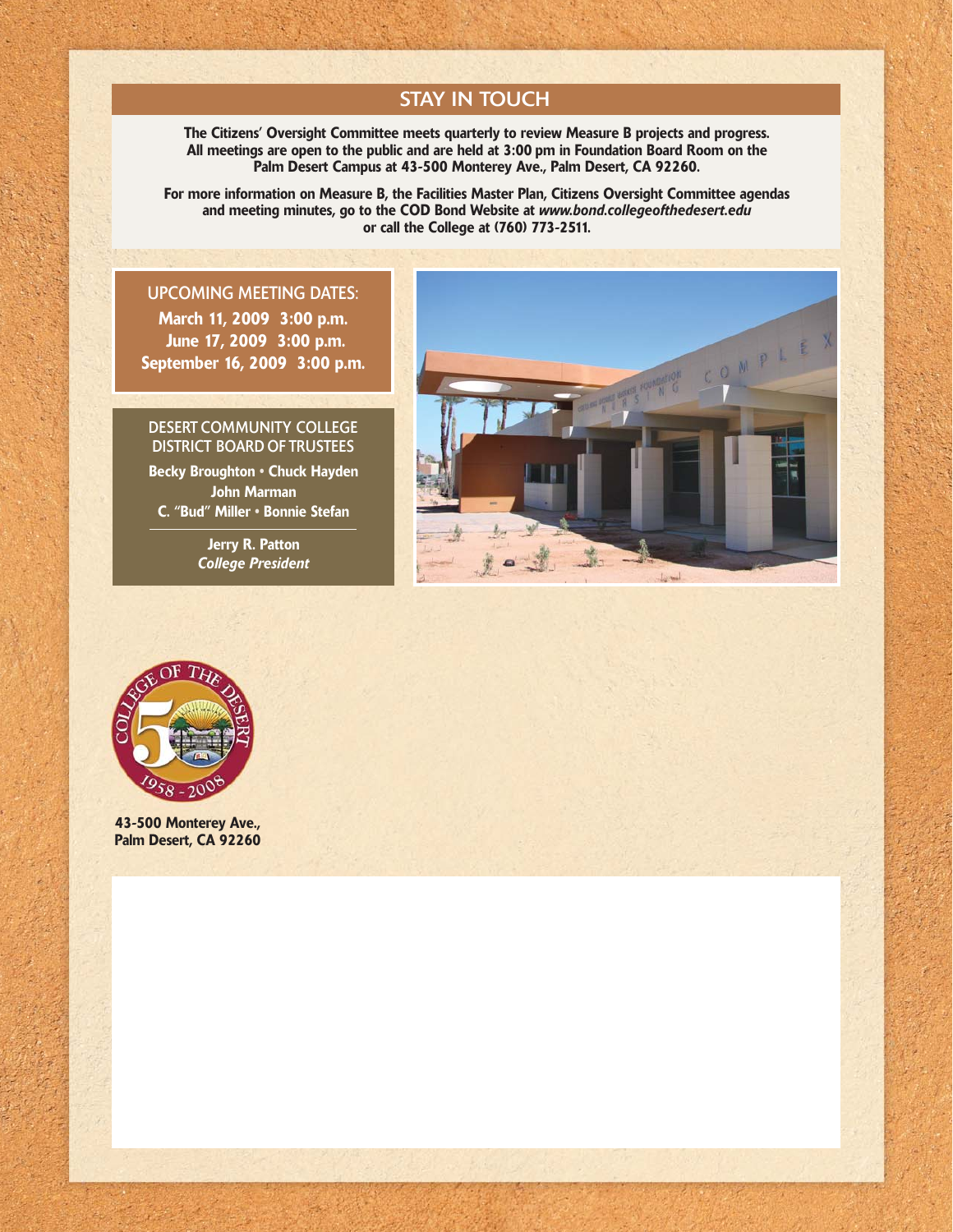## STAY IN TOUCH

**The Citizens' Oversight Committee meets quarterly to review Measure B projects and progress. All meetings are open to the public and are held at 3:00 pm in Foundation Board Room on the Palm Desert Campus at 43-500 Monterey Ave., Palm Desert, CA 92260.**

**For more information on Measure B, the Facilities Master Plan, Citizens Oversight Committee agendas and meeting minutes, go to the COD Bond Website at *www.bond.collegeofthedesert.edu* or call the College at (760) 773-2511.**

### UPCOMING MEETING DATES:

**March 11, 2009 3:00 p.m.**
**June 17, 2009 3:00 p.m.**
**September 16, 2009 3:00 p.m.**

### DESERT COMMUNITY COLLEGE DISTRICT BOARD OF TRUSTEES

**Becky Broughton • Chuck Hayden**
**John Marman**
**C. "Bud" Miller • Bonnie Stefan**

**Jerry R. Patton**
***College President***

**43-500 Monterey Ave., Palm Desert, CA 92260**